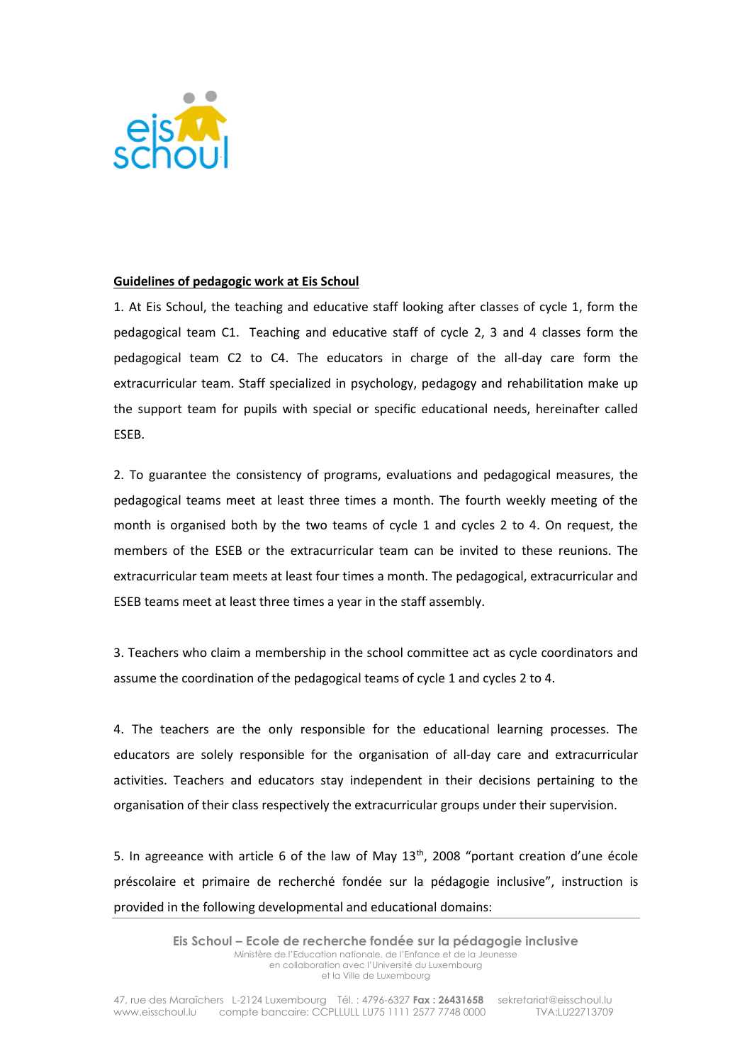## Guidelines of pedagogic work at Eis Schoul

1. At Eis Schoul, the teaching and educative staff looking after classes of cycle 1, form the pedagogical team C1. Teaching and educative staff of cycle 2, 3 and 4 classes form the pedagogical team C2 to C4. The educators in charge of the all-day care form the extracurricular team. Staff specialized in psychology, pedagogy and rehabilitation make up the support team for pupils with special or specific educational needs, hereinafter called ESEB.

2. To guarantee the consistency of programs, evaluations and pedagogical measures, the pedagogical teams meet at least three times a month. The fourth weekly meeting of the month is organised both by the two teams of cycle 1 and cycles 2 to 4. On request, the members of the ESEB or the extracurricular team can be invited to these reunions. The extracurricular team meets at least four times a month. The pedagogical, extracurricular and ESEB teams meet at least three times a year in the staff assembly.

3. Teachers who claim a membership in the school committee act as cycle coordinators and assume the coordination of the pedagogical teams of cycle 1 and cycles 2 to 4.

4. The teachers are the only responsible for the educational learning processes. The educators are solely responsible for the organisation of all-day care and extracurricular activities. Teachers and educators stay independent in their decisions pertaining to the organisation of their class respectively the extracurricular groups under their supervision.

5. In agreeance with article 6 of the law of May 13th, 2008 "portant creation d'une école préscolaire et primaire de recherché fondée sur la pédagogie inclusive", instruction is provided in the following developmental and educational domains: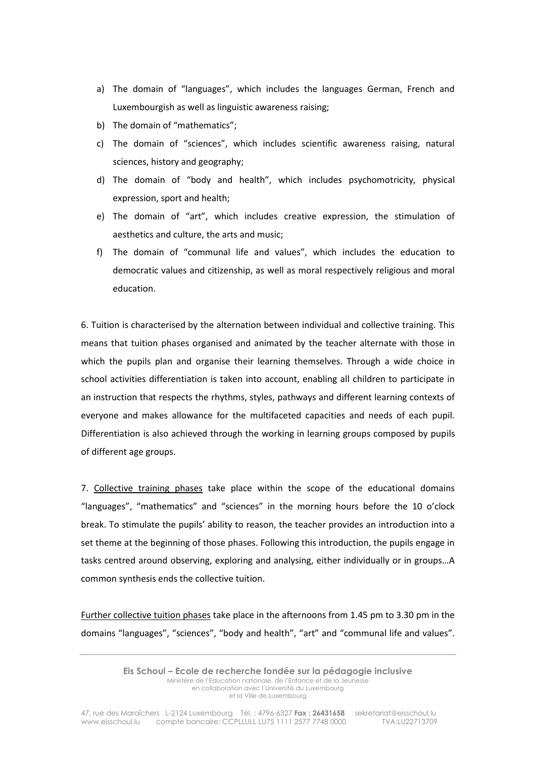a) The domain of "languages", which includes the languages German, French and Luxembourgish as well as linguistic awareness raising;
b) The domain of "mathematics";
c) The domain of "sciences", which includes scientific awareness raising, natural sciences, history and geography;
d) The domain of "body and health", which includes psychomotricity, physical expression, sport and health;
e) The domain of "art", which includes creative expression, the stimulation of aesthetics and culture, the arts and music;
f) The domain of "communal life and values", which includes the education to democratic values and citizenship, as well as moral respectively religious and moral education.

6. Tuition is characterised by the alternation between individual and collective training. This means that tuition phases organised and animated by the teacher alternate with those in which the pupils plan and organise their learning themselves. Through a wide choice in school activities differentiation is taken into account, enabling all children to participate in an instruction that respects the rhythms, styles, pathways and different learning contexts of everyone and makes allowance for the multifaceted capacities and needs of each pupil. Differentiation is also achieved through the working in learning groups composed by pupils of different age groups.

7. <u>Collective training phases</u> take place within the scope of the educational domains "languages", "mathematics" and "sciences" in the morning hours before the 10 o'clock break. To stimulate the pupils' ability to reason, the teacher provides an introduction into a set theme at the beginning of those phases. Following this introduction, the pupils engage in tasks centred around observing, exploring and analysing, either individually or in groups…A common synthesis ends the collective tuition.

<u>Further collective tuition phases</u> take place in the afternoons from 1.45 pm to 3.30 pm in the domains "languages", "sciences", "body and health", "art" and "communal life and values".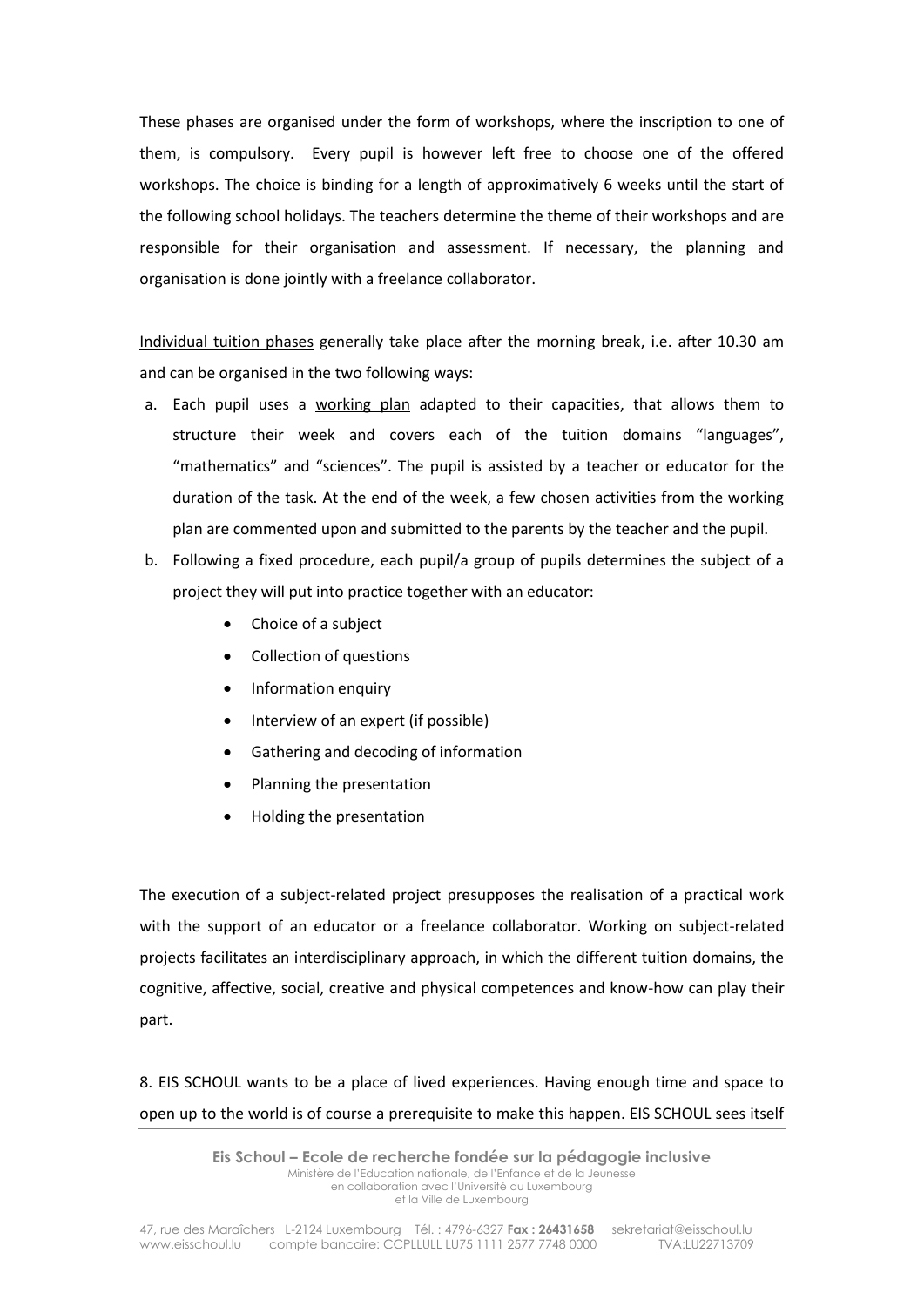These phases are organised under the form of workshops, where the inscription to one of them, is compulsory. Every pupil is however left free to choose one of the offered workshops. The choice is binding for a length of approximatively 6 weeks until the start of the following school holidays. The teachers determine the theme of their workshops and are responsible for their organisation and assessment. If necessary, the planning and organisation is done jointly with a freelance collaborator.

<u>Individual tuition phases</u> generally take place after the morning break, i.e. after 10.30 am and can be organised in the two following ways:

a. Each pupil uses a <u>working plan</u> adapted to their capacities, that allows them to structure their week and covers each of the tuition domains "languages", "mathematics" and "sciences". The pupil is assisted by a teacher or educator for the duration of the task. At the end of the week, a few chosen activities from the working plan are commented upon and submitted to the parents by the teacher and the pupil.
b. Following a fixed procedure, each pupil/a group of pupils determines the subject of a project they will put into practice together with an educator:
    - Choice of a subject
    - Collection of questions
    - Information enquiry
    - Interview of an expert (if possible)
    - Gathering and decoding of information
    - Planning the presentation
    - Holding the presentation

The execution of a subject-related project presupposes the realisation of a practical work with the support of an educator or a freelance collaborator. Working on subject-related projects facilitates an interdisciplinary approach, in which the different tuition domains, the cognitive, affective, social, creative and physical competences and know-how can play their part.

8. EIS SCHOUL wants to be a place of lived experiences. Having enough time and space to open up to the world is of course a prerequisite to make this happen. EIS SCHOUL sees itself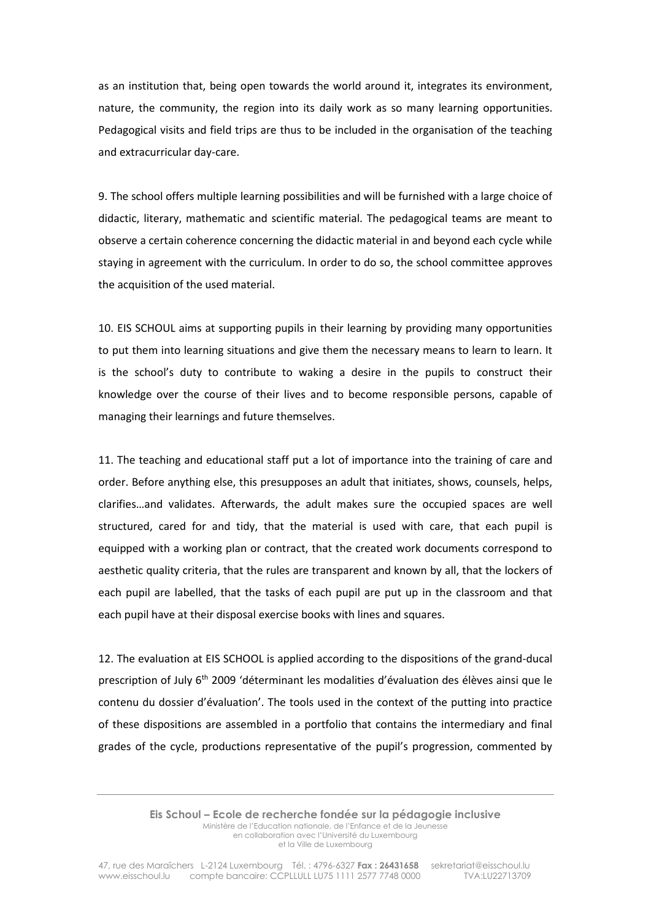as an institution that, being open towards the world around it, integrates its environment, nature, the community, the region into its daily work as so many learning opportunities. Pedagogical visits and field trips are thus to be included in the organisation of the teaching and extracurricular day-care.

9. The school offers multiple learning possibilities and will be furnished with a large choice of didactic, literary, mathematic and scientific material. The pedagogical teams are meant to observe a certain coherence concerning the didactic material in and beyond each cycle while staying in agreement with the curriculum. In order to do so, the school committee approves the acquisition of the used material.

10. EIS SCHOUL aims at supporting pupils in their learning by providing many opportunities to put them into learning situations and give them the necessary means to learn to learn. It is the school's duty to contribute to waking a desire in the pupils to construct their knowledge over the course of their lives and to become responsible persons, capable of managing their learnings and future themselves.

11. The teaching and educational staff put a lot of importance into the training of care and order. Before anything else, this presupposes an adult that initiates, shows, counsels, helps, clarifies…and validates. Afterwards, the adult makes sure the occupied spaces are well structured, cared for and tidy, that the material is used with care, that each pupil is equipped with a working plan or contract, that the created work documents correspond to aesthetic quality criteria, that the rules are transparent and known by all, that the lockers of each pupil are labelled, that the tasks of each pupil are put up in the classroom and that each pupil have at their disposal exercise books with lines and squares.

12. The evaluation at EIS SCHOOL is applied according to the dispositions of the grand-ducal prescription of July 6th 2009 'déterminant les modalities d'évaluation des élèves ainsi que le contenu du dossier d'évaluation'. The tools used in the context of the putting into practice of these dispositions are assembled in a portfolio that contains the intermediary and final grades of the cycle, productions representative of the pupil's progression, commented by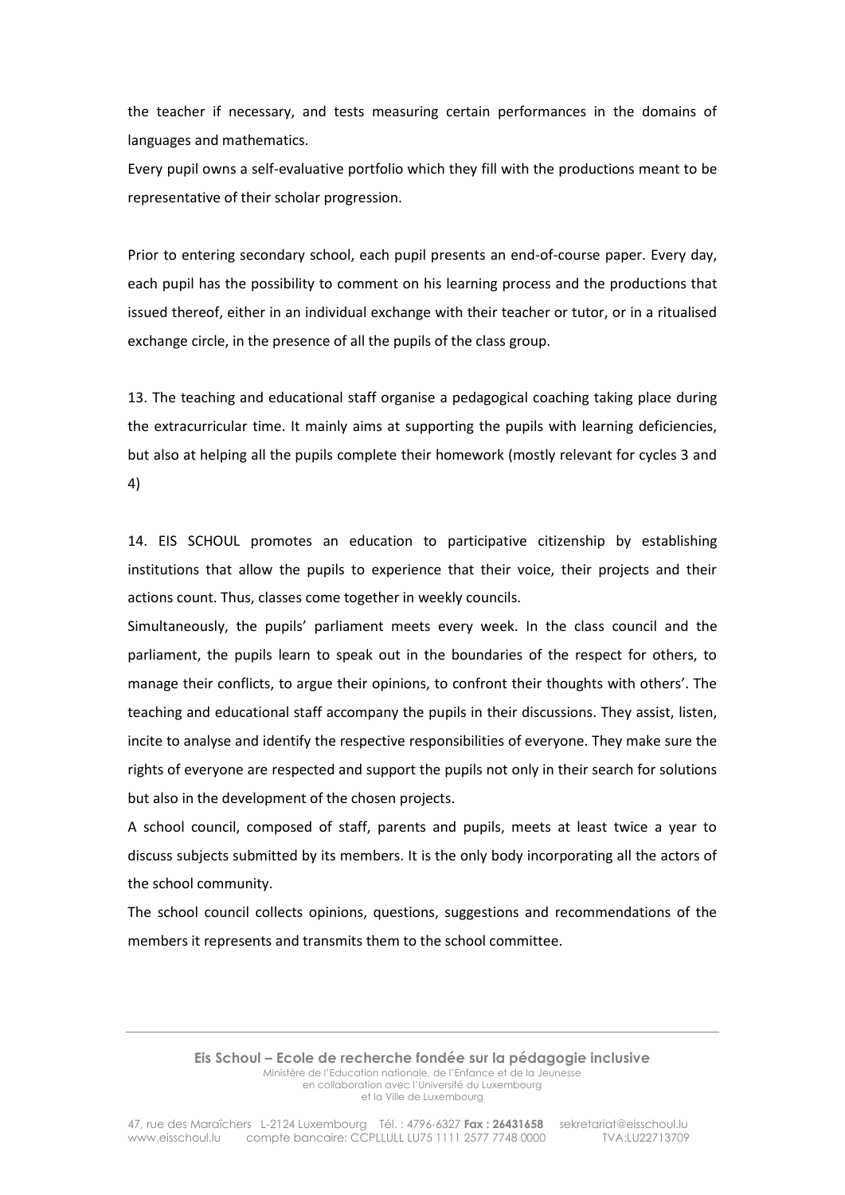the teacher if necessary, and tests measuring certain performances in the domains of languages and mathematics.

Every pupil owns a self-evaluative portfolio which they fill with the productions meant to be representative of their scholar progression.

Prior to entering secondary school, each pupil presents an end-of-course paper. Every day, each pupil has the possibility to comment on his learning process and the productions that issued thereof, either in an individual exchange with their teacher or tutor, or in a ritualised exchange circle, in the presence of all the pupils of the class group.

13. The teaching and educational staff organise a pedagogical coaching taking place during the extracurricular time. It mainly aims at supporting the pupils with learning deficiencies, but also at helping all the pupils complete their homework (mostly relevant for cycles 3 and 4)

14. EIS SCHOUL promotes an education to participative citizenship by establishing institutions that allow the pupils to experience that their voice, their projects and their actions count. Thus, classes come together in weekly councils.

Simultaneously, the pupils' parliament meets every week. In the class council and the parliament, the pupils learn to speak out in the boundaries of the respect for others, to manage their conflicts, to argue their opinions, to confront their thoughts with others'. The teaching and educational staff accompany the pupils in their discussions. They assist, listen, incite to analyse and identify the respective responsibilities of everyone. They make sure the rights of everyone are respected and support the pupils not only in their search for solutions but also in the development of the chosen projects.

A school council, composed of staff, parents and pupils, meets at least twice a year to discuss subjects submitted by its members. It is the only body incorporating all the actors of the school community.

The school council collects opinions, questions, suggestions and recommendations of the members it represents and transmits them to the school committee.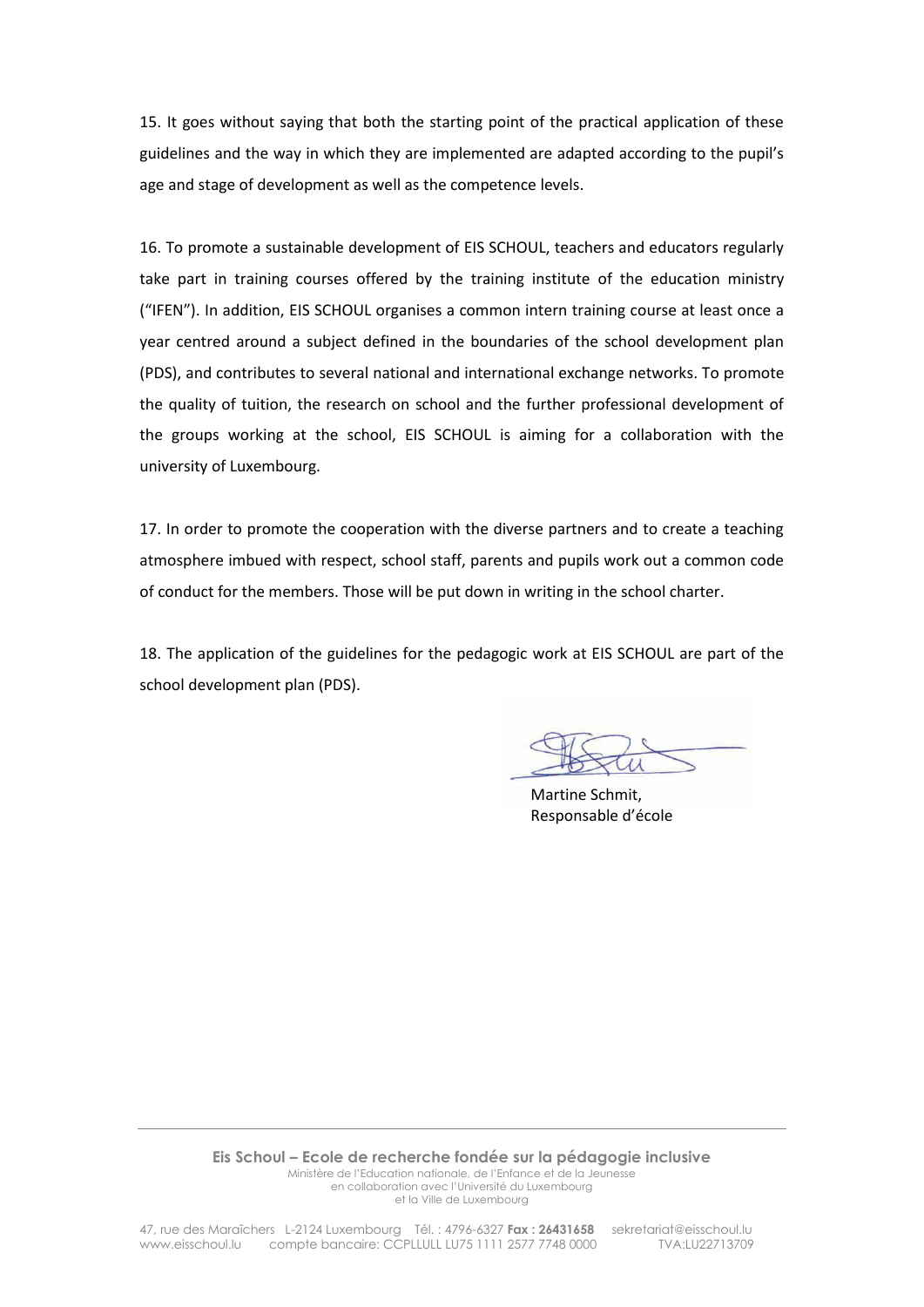15. It goes without saying that both the starting point of the practical application of these guidelines and the way in which they are implemented are adapted according to the pupil's age and stage of development as well as the competence levels.

16. To promote a sustainable development of EIS SCHOUL, teachers and educators regularly take part in training courses offered by the training institute of the education ministry ("IFEN"). In addition, EIS SCHOUL organises a common intern training course at least once a year centred around a subject defined in the boundaries of the school development plan (PDS), and contributes to several national and international exchange networks. To promote the quality of tuition, the research on school and the further professional development of the groups working at the school, EIS SCHOUL is aiming for a collaboration with the university of Luxembourg.

17. In order to promote the cooperation with the diverse partners and to create a teaching atmosphere imbued with respect, school staff, parents and pupils work out a common code of conduct for the members. Those will be put down in writing in the school charter.

18. The application of the guidelines for the pedagogic work at EIS SCHOUL are part of the school development plan (PDS).

Martine Schmit,
Responsable d'école

**Eis Schoul – Ecole de recherche fondée sur la pédagogie inclusive**
Ministère de l'Education nationale, de l'Enfance et de la Jeunesse
en collaboration avec l'Université du Luxembourg
et la Ville de Luxembourg

47, rue des Maraîchers L-2124 Luxembourg Tél. : 4796-6327 **Fax : 26431658** sekretariat@eisschoul.lu
www.eisschoul.lu compte bancaire: CCPLLULL LU75 1111 2577 7748 0000 TVA:LU22713709